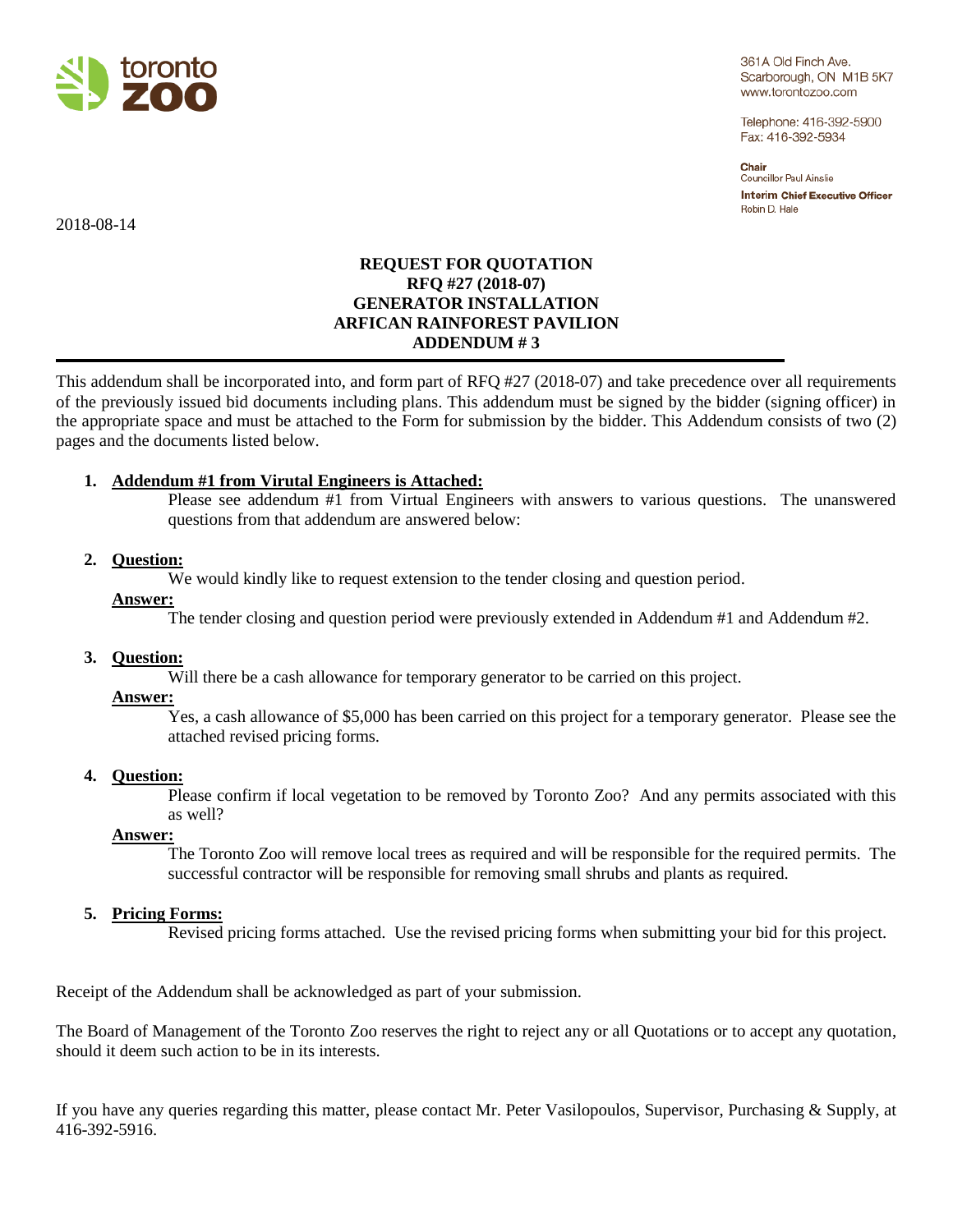toronto zoo

361A Old Finch Ave.
Scarborough, ON M1B 5K7
www.torontozoo.com

Telephone: 416-392-5900
Fax: 416-392-5934

**Chair**
Councillor Paul Ainslie

**Interim Chief Executive Officer**
Robin D. Hale

2018-08-14

**REQUEST FOR QUOTATION**
**RFQ #27 (2018-07)**
**GENERATOR INSTALLATION**
**ARFICAN RAINFOREST PAVILION**
**ADDENDUM # 3**

---

This addendum shall be incorporated into, and form part of RFQ #27 (2018-07) and take precedence over all requirements of the previously issued bid documents including plans. This addendum must be signed by the bidder (signing officer) in the appropriate space and must be attached to the Form for submission by the bidder. This Addendum consists of two (2) pages and the documents listed below.

1. **Addendum #1 from Virutal Engineers is Attached:**

   Please see addendum #1 from Virtual Engineers with answers to various questions. The unanswered questions from that addendum are answered below:

2. **Question:**

   We would kindly like to request extension to the tender closing and question period.

   **Answer:**

   The tender closing and question period were previously extended in Addendum #1 and Addendum #2.

3. **Question:**

   Will there be a cash allowance for temporary generator to be carried on this project.

   **Answer:**

   Yes, a cash allowance of $5,000 has been carried on this project for a temporary generator. Please see the attached revised pricing forms.

4. **Question:**

   Please confirm if local vegetation to be removed by Toronto Zoo? And any permits associated with this as well?

   **Answer:**

   The Toronto Zoo will remove local trees as required and will be responsible for the required permits. The successful contractor will be responsible for removing small shrubs and plants as required.

5. **Pricing Forms:**

   Revised pricing forms attached. Use the revised pricing forms when submitting your bid for this project.

Receipt of the Addendum shall be acknowledged as part of your submission.

The Board of Management of the Toronto Zoo reserves the right to reject any or all Quotations or to accept any quotation, should it deem such action to be in its interests.

If you have any queries regarding this matter, please contact Mr. Peter Vasilopoulos, Supervisor, Purchasing & Supply, at 416-392-5916.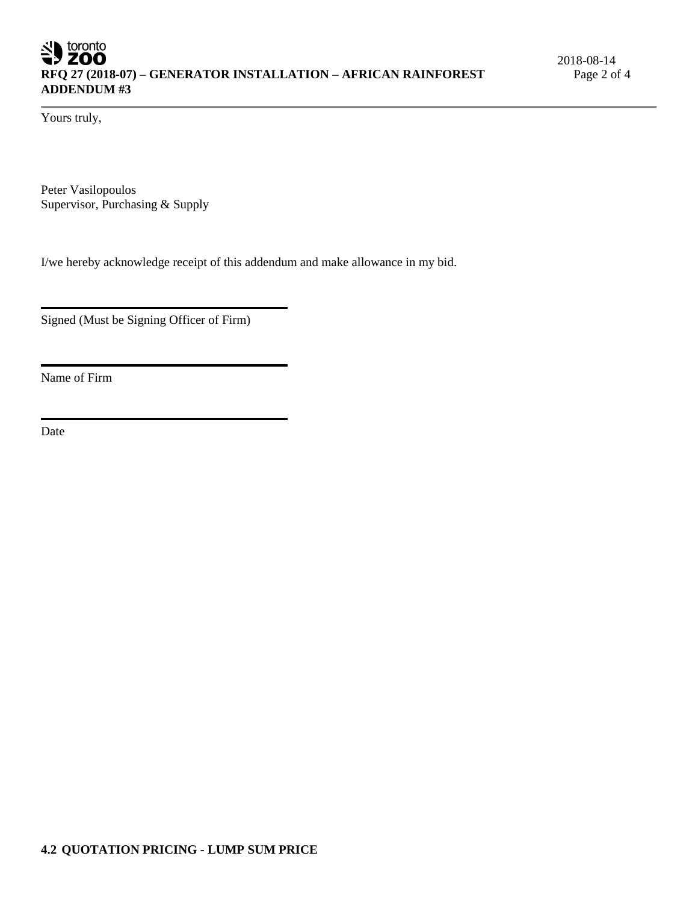Yours truly,

Peter Vasilopoulos
Supervisor, Purchasing & Supply

I/we hereby acknowledge receipt of this addendum and make allowance in my bid.

______________________________
Signed (Must be Signing Officer of Firm)

______________________________
Name of Firm

______________________________
Date

## 4.2 QUOTATION PRICING - LUMP SUM PRICE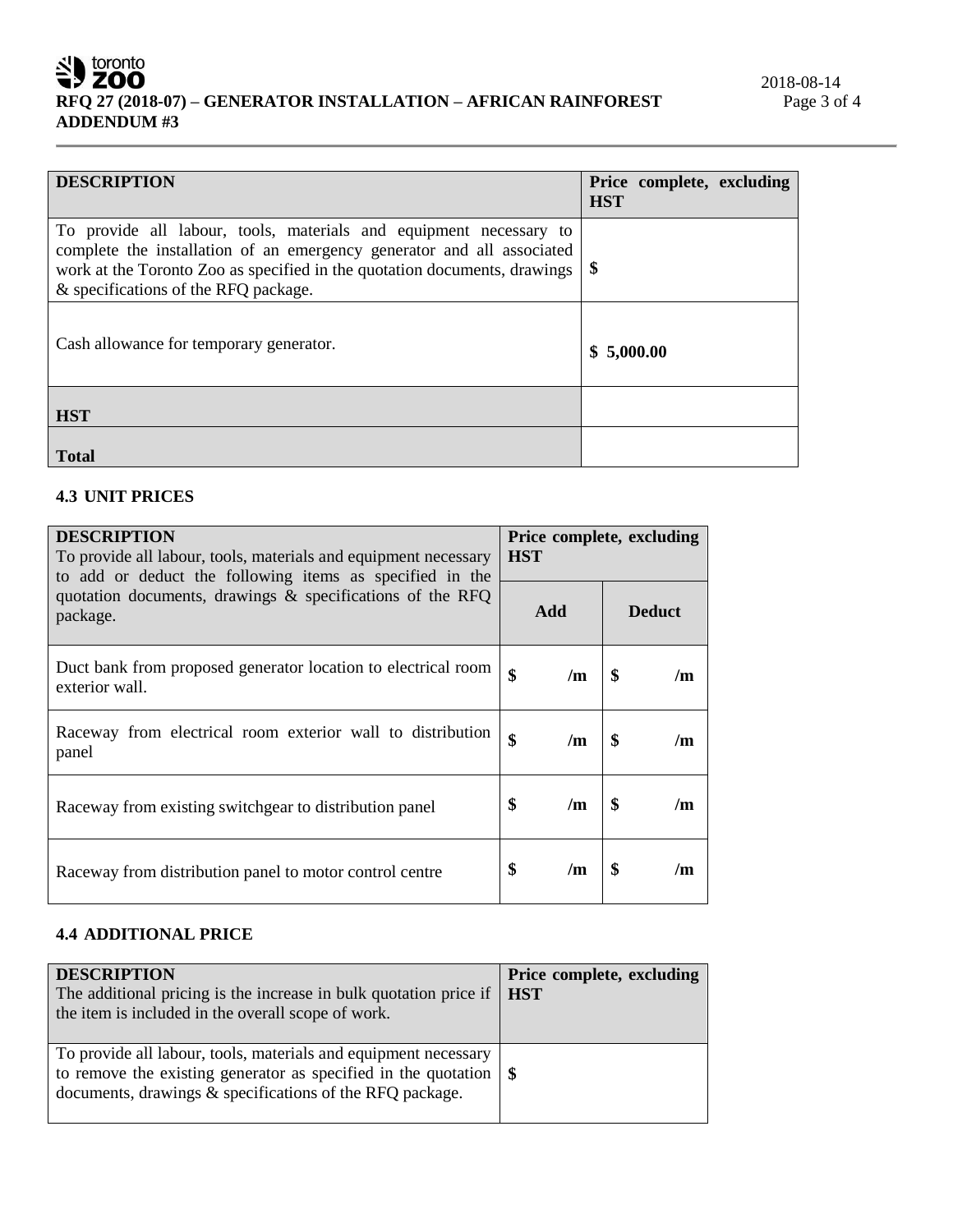| DESCRIPTION | Price complete, excluding HST |
|---|---|
| To provide all labour, tools, materials and equipment necessary to complete the installation of an emergency generator and all associated work at the Toronto Zoo as specified in the quotation documents, drawings & specifications of the RFQ package. | $ |
| Cash allowance for temporary generator. | **$ 5,000.00** |
| **HST** | |
| **Total** | |

### 4.3 UNIT PRICES

| **DESCRIPTION** To provide all labour, tools, materials and equipment necessary to add or deduct the following items as specified in the quotation documents, drawings & specifications of the RFQ package. | Price complete, excluding HST | |
|---|---|---|
| | **Add** | **Deduct** |
| Duct bank from proposed generator location to electrical room exterior wall. | **$ /m** | **$ /m** |
| Raceway from electrical room exterior wall to distribution panel | **$ /m** | **$ /m** |
| Raceway from existing switchgear to distribution panel | **$ /m** | **$ /m** |
| Raceway from distribution panel to motor control centre | **$ /m** | **$ /m** |

### 4.4 ADDITIONAL PRICE

| **DESCRIPTION** The additional pricing is the increase in bulk quotation price if the item is included in the overall scope of work. | Price complete, excluding HST |
|---|---|
| To provide all labour, tools, materials and equipment necessary to remove the existing generator as specified in the quotation documents, drawings & specifications of the RFQ package. | $ |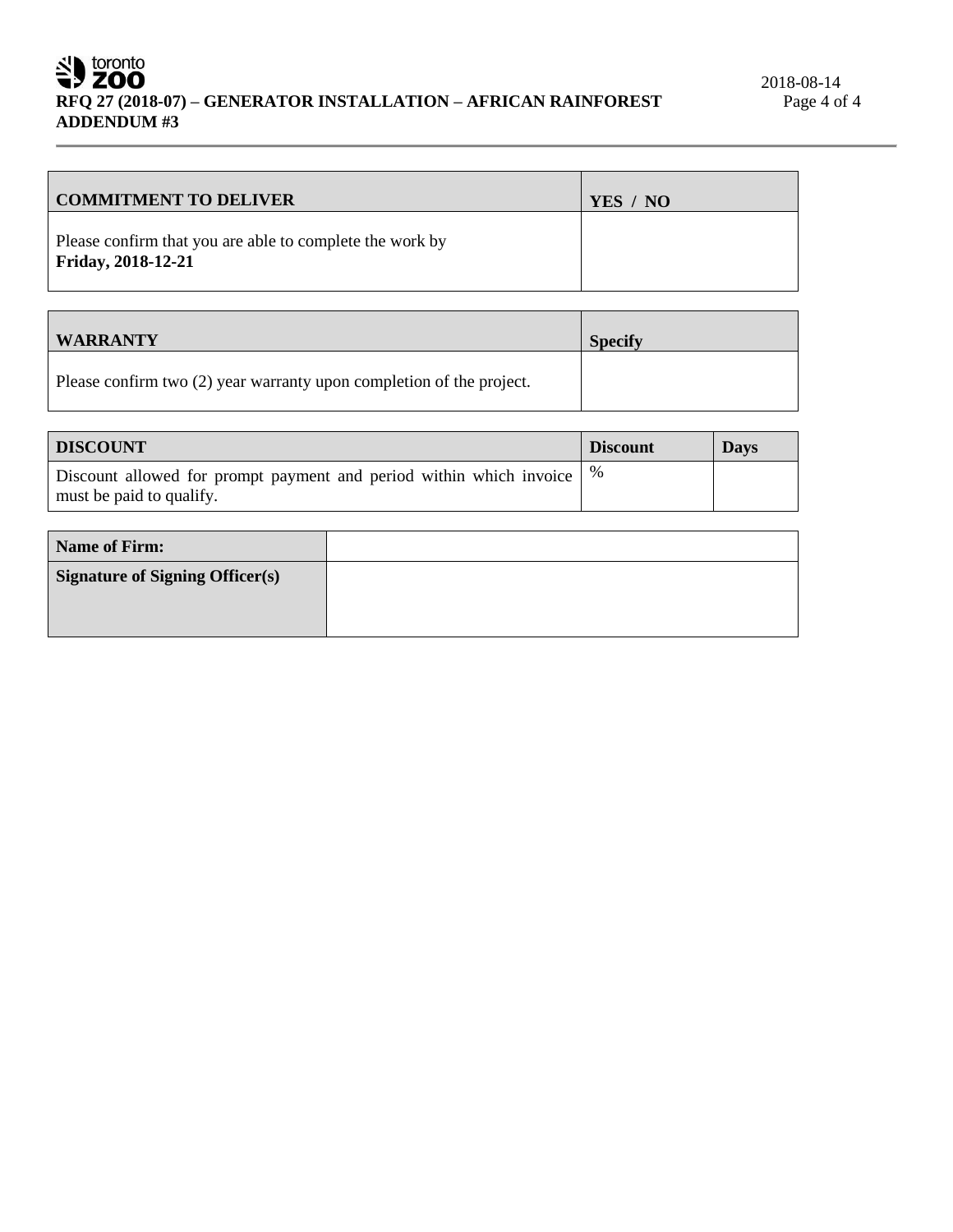| COMMITMENT TO DELIVER | YES / NO |
|---|---|
| Please confirm that you are able to complete the work by **Friday, 2018-12-21** | |

| WARRANTY | Specify |
|---|---|
| Please confirm two (2) year warranty upon completion of the project. | |

| DISCOUNT | Discount | Days |
|---|---|---|
| Discount allowed for prompt payment and period within which invoice must be paid to qualify. | % | |

| **Name of Firm:** | |
|---|---|
| **Signature of Signing Officer(s)** | |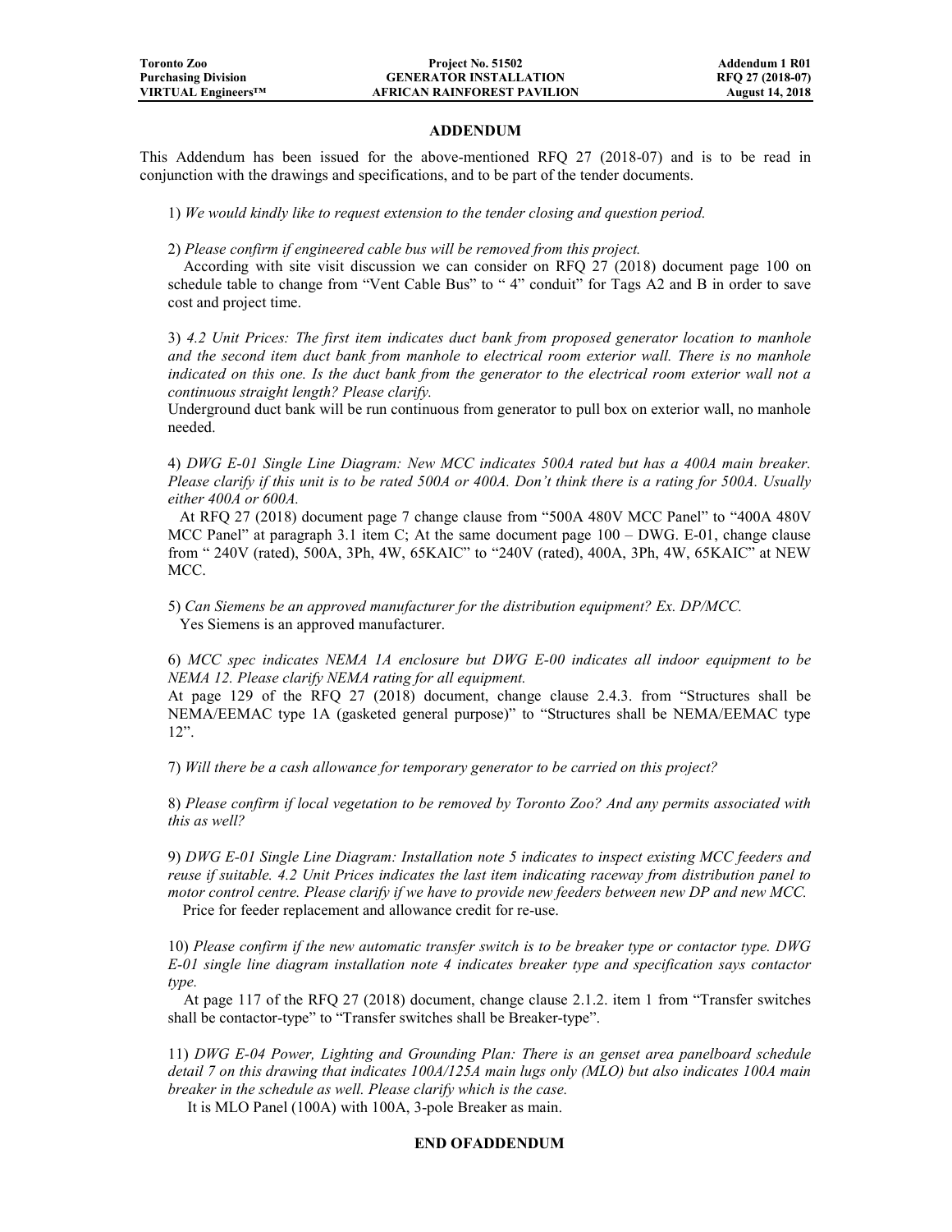# ADDENDUM

This Addendum has been issued for the above-mentioned RFQ 27 (2018-07) and is to be read in conjunction with the drawings and specifications, and to be part of the tender documents.

1) *We would kindly like to request extension to the tender closing and question period.*

2) *Please confirm if engineered cable bus will be removed from this project.*
According with site visit discussion we can consider on RFQ 27 (2018) document page 100 on schedule table to change from "Vent Cable Bus" to " 4" conduit" for Tags A2 and B in order to save cost and project time.

3) *4.2 Unit Prices: The first item indicates duct bank from proposed generator location to manhole and the second item duct bank from manhole to electrical room exterior wall. There is no manhole indicated on this one. Is the duct bank from the generator to the electrical room exterior wall not a continuous straight length? Please clarify.*
Underground duct bank will be run continuous from generator to pull box on exterior wall, no manhole needed.

4) *DWG E-01 Single Line Diagram: New MCC indicates 500A rated but has a 400A main breaker. Please clarify if this unit is to be rated 500A or 400A. Don't think there is a rating for 500A. Usually either 400A or 600A.*
At RFQ 27 (2018) document page 7 change clause from "500A 480V MCC Panel" to "400A 480V MCC Panel" at paragraph 3.1 item C; At the same document page 100 – DWG. E-01, change clause from " 240V (rated), 500A, 3Ph, 4W, 65KAIC" to "240V (rated), 400A, 3Ph, 4W, 65KAIC" at NEW MCC.

5) *Can Siemens be an approved manufacturer for the distribution equipment? Ex. DP/MCC.*
Yes Siemens is an approved manufacturer.

6) *MCC spec indicates NEMA 1A enclosure but DWG E-00 indicates all indoor equipment to be NEMA 12. Please clarify NEMA rating for all equipment.*
At page 129 of the RFQ 27 (2018) document, change clause 2.4.3. from "Structures shall be NEMA/EEMAC type 1A (gasketed general purpose)" to "Structures shall be NEMA/EEMAC type 12".

7) *Will there be a cash allowance for temporary generator to be carried on this project?*

8) *Please confirm if local vegetation to be removed by Toronto Zoo? And any permits associated with this as well?*

9) *DWG E-01 Single Line Diagram: Installation note 5 indicates to inspect existing MCC feeders and reuse if suitable. 4.2 Unit Prices indicates the last item indicating raceway from distribution panel to motor control centre. Please clarify if we have to provide new feeders between new DP and new MCC.*
Price for feeder replacement and allowance credit for re-use.

10) *Please confirm if the new automatic transfer switch is to be breaker type or contactor type. DWG E-01 single line diagram installation note 4 indicates breaker type and specification says contactor type.*
At page 117 of the RFQ 27 (2018) document, change clause 2.1.2. item 1 from "Transfer switches shall be contactor-type" to "Transfer switches shall be Breaker-type".

11) *DWG E-04 Power, Lighting and Grounding Plan: There is an genset area panelboard schedule detail 7 on this drawing that indicates 100A/125A main lugs only (MLO) but also indicates 100A main breaker in the schedule as well. Please clarify which is the case.*
It is MLO Panel (100A) with 100A, 3-pole Breaker as main.

**END OFADDENDUM**